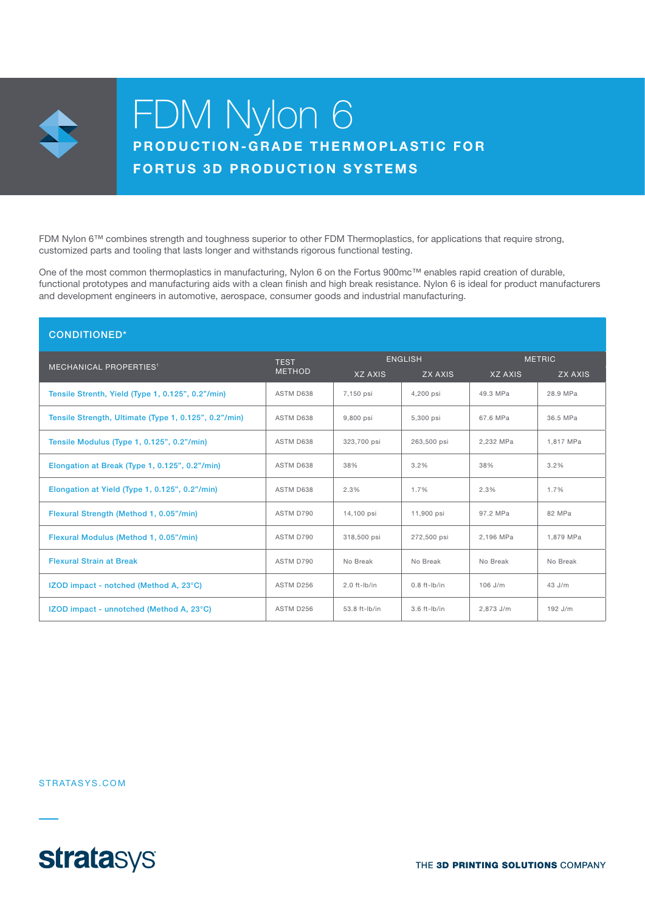# FDM Nylon 6

## PRODUCTION-GRADE THERMOPLASTIC FOR FORTUS 3D PRODUCTION SYSTEMS

FDM Nylon 6™ combines strength and toughness superior to other FDM Thermoplastics, for applications that require strong, customized parts and tooling that lasts longer and withstands rigorous functional testing.

One of the most common thermoplastics in manufacturing, Nylon 6 on the Fortus 900mc™ enables rapid creation of durable, functional prototypes and manufacturing aids with a clean finish and high break resistance. Nylon 6 is ideal for product manufacturers and development engineers in automotive, aerospace, consumer goods and industrial manufacturing.

### CONDITIONED*

| MECHANICAL PROPERTIES[1] | TEST METHOD | ENGLISH | | METRIC | |
|---|---|---|---|---|---|
| | | XZ AXIS | ZX AXIS | XZ AXIS | ZX AXIS |
| Tensile Strenth, Yield (Type 1, 0.125", 0.2"/min) | ASTM D638 | 7,150 psi | 4,200 psi | 49.3 MPa | 28.9 MPa |
| Tensile Strength, Ultimate (Type 1, 0.125", 0.2"/min) | ASTM D638 | 9,800 psi | 5,300 psi | 67.6 MPa | 36.5 MPa |
| Tensile Modulus (Type 1, 0.125", 0.2"/min) | ASTM D638 | 323,700 psi | 263,500 psi | 2,232 MPa | 1,817 MPa |
| Elongation at Break (Type 1, 0.125", 0.2"/min) | ASTM D638 | 38% | 3.2% | 38% | 3.2% |
| Elongation at Yield (Type 1, 0.125", 0.2"/min) | ASTM D638 | 2.3% | 1.7% | 2.3% | 1.7% |
| Flexural Strength (Method 1, 0.05"/min) | ASTM D790 | 14,100 psi | 11,900 psi | 97.2 MPa | 82 MPa |
| Flexural Modulus (Method 1, 0.05"/min) | ASTM D790 | 318,500 psi | 272,500 psi | 2,196 MPa | 1,879 MPa |
| Flexural Strain at Break | ASTM D790 | No Break | No Break | No Break | No Break |
| IZOD impact - notched (Method A, 23°C) | ASTM D256 | 2.0 ft-lb/in | 0.8 ft-lb/in | 106 J/m | 43 J/m |
| IZOD impact - unnotched (Method A, 23°C) | ASTM D256 | 53.8 ft-lb/in | 3.6 ft-lb/in | 2,873 J/m | 192 J/m |

STRATASYS.COM

stratasys

THE **3D PRINTING SOLUTIONS** COMPANY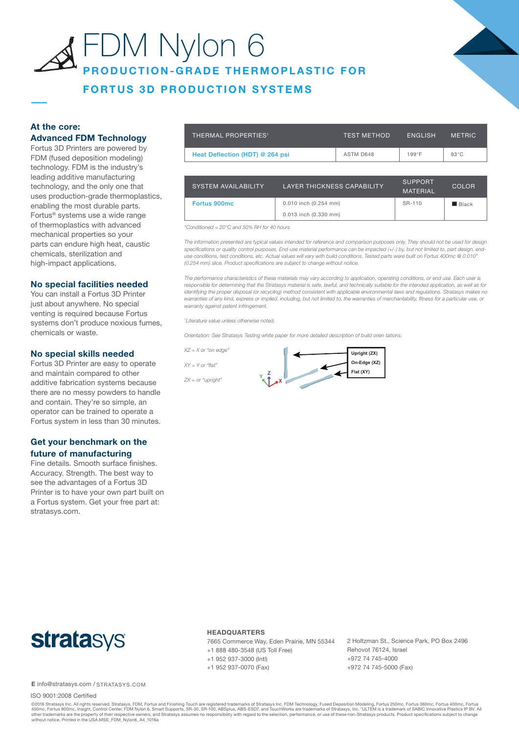# FDM Nylon 6

## PRODUCTION-GRADE THERMOPLASTIC FOR FORTUS 3D PRODUCTION SYSTEMS

### At the core: Advanced FDM Technology

Fortus 3D Printers are powered by FDM (fused deposition modeling) technology. FDM is the industry's leading additive manufacturing technology, and the only one that uses production-grade thermoplastics, enabling the most durable parts. Fortus® systems use a wide range of thermoplastics with advanced mechanical properties so your parts can endure high heat, caustic chemicals, sterilization and high-impact applications.

### No special facilities needed

You can install a Fortus 3D Printer just about anywhere. No special venting is required because Fortus systems don't produce noxious fumes, chemicals or waste.

### No special skills needed

Fortus 3D Printer are easy to operate and maintain compared to other additive fabrication systems because there are no messy powders to handle and contain. They're so simple, an operator can be trained to operate a Fortus system in less than 30 minutes.

### Get your benchmark on the future of manufacturing

Fine details. Smooth surface finishes. Accuracy. Strength. The best way to see the advantages of a Fortus 3D Printer is to have your own part built on a Fortus system. Get your free part at: stratasys.com.

| THERMAL PROPERTIES[1] | TEST METHOD | ENGLISH | METRIC |
|---|---|---|---|
| Heat Deflection (HDT) @ 264 psi | ASTM D648 | 199°F | 93°C |

| SYSTEM AVAILABILITY | LAYER THICKNESS CAPABILITY | SUPPORT MATERIAL | COLOR |
|---|---|---|---|
| Fortus 900mc | 0.010 inch (0.254 mm)<br>0.013 inch (0.330 mm) | SR-110 | ■ Black |

*\*Conditioned = 20°C and 50% RH for 40 hours*

*The information presented are typical values intended for reference and comparison purposes only. They should not be used for design specifications or quality control purposes. End-use material performance can be impacted (+/-) by, but not limited to, part design, end-use conditions, test conditions, etc. Actual values will vary with build conditions. Tested parts were built on Fortus 400mc @ 0.010" (0.254 mm) slice. Product specifications are subject to change without notice.*

*The performance characteristics of these materials may vary according to application, operating conditions, or end use. Each user is responsible for determining that the Stratasys material is safe, lawful, and technically suitable for the intended application, as well as for identifying the proper disposal (or recycling) method consistent with applicable environmental laws and regulations. Stratasys makes no warranties of any kind, express or implied, including, but not limited to, the warranties of merchantability, fitness for a particular use, or warranty against patent infringement.*

*[1]Literature value unless otherwise noted.*

*Orientation: See Stratasys Testing white paper for more detailed description of build orien tations.*

*XZ = X or "on edge"*

*XY = Y or "flat"*

*ZX = or "upright"*

Upright (ZX)
On-Edge (XZ)
Flat (XY)

**HEADQUARTERS**

7665 Commerce Way, Eden Prairie, MN 55344
+1 888 480-3548 (US Toll Free)
+1 952 937-3000 (Intl)
+1 952 937-0070 (Fax)

2 Holtzman St., Science Park, PO Box 2496
Rehovot 76124, Israel
+972 74 745-4000
+972 74 745-5000 (Fax)

**E** info@stratasys.com / STRATASYS.COM

ISO 9001:2008 Certified

©2016 Stratasys Inc. All rights reserved. Stratasys, FDM, Fortus and Finishing Touch are registered trademarks of Stratasys Inc. FDM Technology, Fused Deposition Modeling, Fortus 250mc, Fortus 360mc, Fortus 400mc, Fortus 450mc, Fortus 900mc, Insight, Control Center, FDM Nylon 6, Smart Supports, SR-30, SR-100, ABSplus, ABS-ESD7, and TouchWorks are trademarks of Stratasys, Inc. *ULTEM is a trademark of SABIC Innovative Plastics IP BV. All other trademarks are the property of their respective owners, and Stratasys assumes no responsibility with regard to the selection, performance, or use of these non-Stratasys products. Product specifications subject to change without notice. Printed in the USA.MSS_FDM_Nylon6_A4_1016a